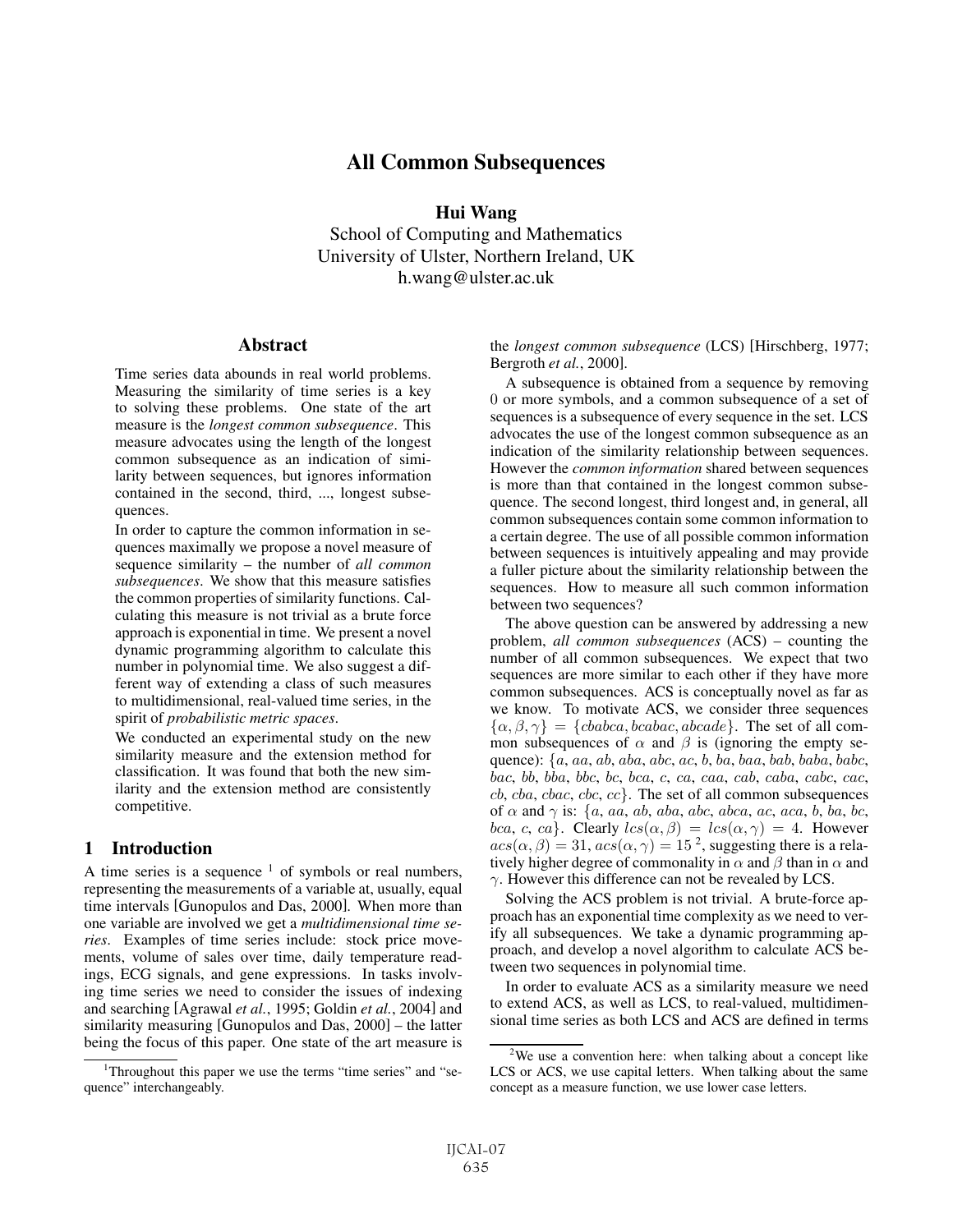# All Common Subsequences

**Hui Wang**

School of Computing and Mathematics
University of Ulster, Northern Ireland, UK
h.wang@ulster.ac.uk

## Abstract

Time series data abounds in real world problems. Measuring the similarity of time series is a key to solving these problems. One state of the art measure is the *longest common subsequence*. This measure advocates using the length of the longest common subsequence as an indication of similarity between sequences, but ignores information contained in the second, third, ..., longest subsequences.

In order to capture the common information in sequences maximally we propose a novel measure of sequence similarity – the number of *all common subsequences*. We show that this measure satisfies the common properties of similarity functions. Calculating this measure is not trivial as a brute force approach is exponential in time. We present a novel dynamic programming algorithm to calculate this number in polynomial time. We also suggest a different way of extending a class of such measures to multidimensional, real-valued time series, in the spirit of *probabilistic metric spaces*.

We conducted an experimental study on the new similarity measure and the extension method for classification. It was found that both the new similarity and the extension method are consistently competitive.

## 1 Introduction

A time series is a sequence [1] of symbols or real numbers, representing the measurements of a variable at, usually, equal time intervals [Gunopulos and Das, 2000]. When more than one variable are involved we get a *multidimensional time series*. Examples of time series include: stock price movements, volume of sales over time, daily temperature readings, ECG signals, and gene expressions. In tasks involving time series we need to consider the issues of indexing and searching [Agrawal *et al.*, 1995; Goldin *et al.*, 2004] and similarity measuring [Gunopulos and Das, 2000] – the latter being the focus of this paper. One state of the art measure is the *longest common subsequence* (LCS) [Hirschberg, 1977; Bergroth *et al.*, 2000].

A subsequence is obtained from a sequence by removing 0 or more symbols, and a common subsequence of a set of sequences is a subsequence of every sequence in the set. LCS advocates the use of the longest common subsequence as an indication of the similarity relationship between sequences. However the *common information* shared between sequences is more than that contained in the longest common subsequence. The second longest, third longest and, in general, all common subsequences contain some common information to a certain degree. The use of all possible common information between sequences is intuitively appealing and may provide a fuller picture about the similarity relationship between the sequences. How to measure all such common information between two sequences?

The above question can be answered by addressing a new problem, *all common subsequences* (ACS) – counting the number of all common subsequences. We expect that two sequences are more similar to each other if they have more common subsequences. ACS is conceptually novel as far as we know. To motivate ACS, we consider three sequences $\{\alpha, \beta, \gamma\} = \{cbabca, bcabac, abcade\}$. The set of all common subsequences of $\alpha$ and $\beta$ is (ignoring the empty sequence): $\{a$, $aa$, $ab$, $aba$, $abc$, $ac$, $b$, $ba$, $baa$, $bab$, $baba$, $babc$, $bac$, $bb$, $bba$, $bbc$, $bc$, $bca$, $c$, $ca$, $caa$, $cab$, $caba$, $cabc$, $cac$, $cb$, $cba$, $cbac$, $cbc$, $cc\}$. The set of all common subsequences of $\alpha$ and $\gamma$ is: $\{a$, $aa$, $ab$, $aba$, $abc$, $abca$, $ac$, $aca$, $b$, $ba$, $bc$, $bca$, $c$, $ca\}$. Clearly $lcs(\alpha, \beta) = lcs(\alpha, \gamma) = 4$. However $acs(\alpha, \beta) = 31$, $acs(\alpha, \gamma) = 15$ [2], suggesting there is a relatively higher degree of commonality in $\alpha$ and $\beta$ than in $\alpha$ and $\gamma$. However this difference can not be revealed by LCS.

Solving the ACS problem is not trivial. A brute-force approach has an exponential time complexity as we need to verify all subsequences. We take a dynamic programming approach, and develop a novel algorithm to calculate ACS between two sequences in polynomial time.

In order to evaluate ACS as a similarity measure we need to extend ACS, as well as LCS, to real-valued, multidimensional time series as both LCS and ACS are defined in terms

[1] Throughout this paper we use the terms "time series" and "sequence" interchangeably.

[2] We use a convention here: when talking about a concept like LCS or ACS, we use capital letters. When talking about the same concept as a measure function, we use lower case letters.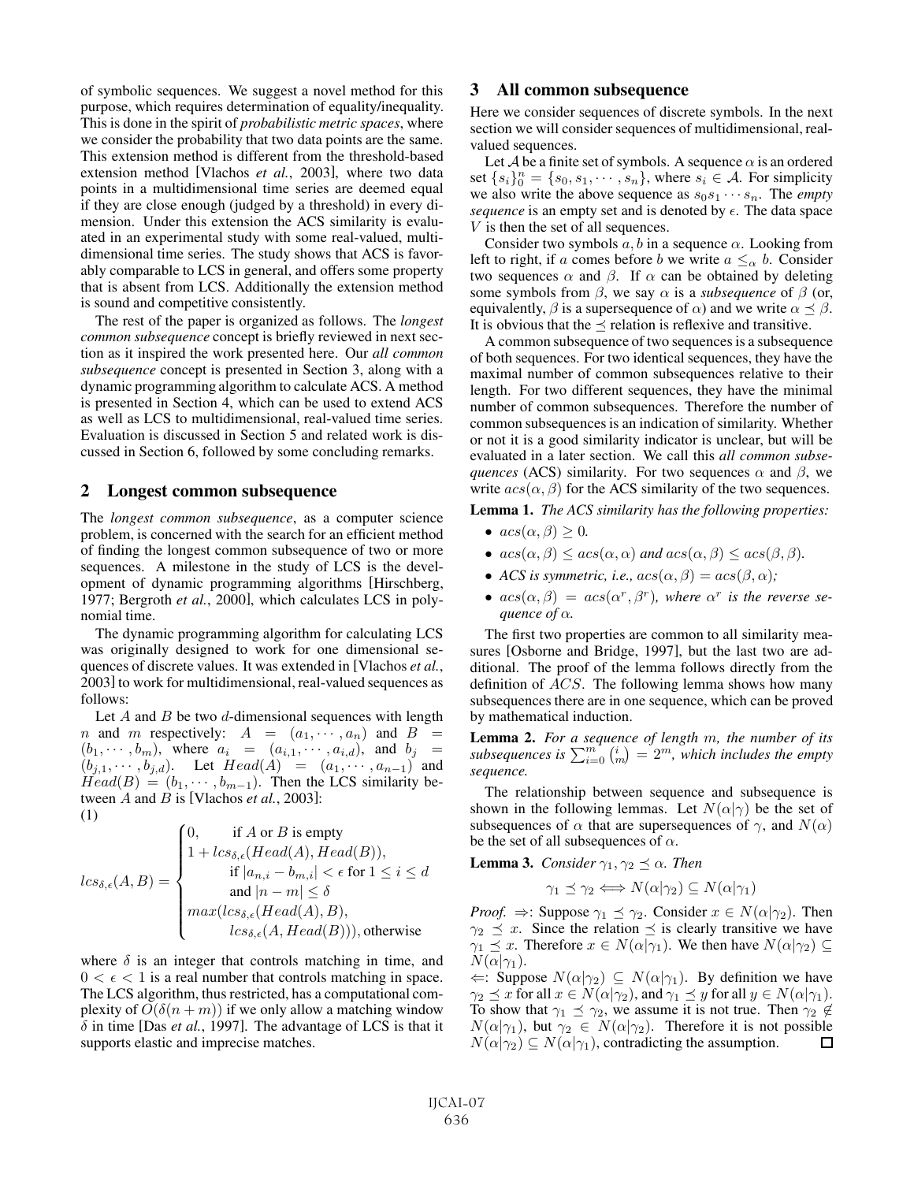of symbolic sequences. We suggest a novel method for this purpose, which requires determination of equality/inequality. This is done in the spirit of *probabilistic metric spaces*, where we consider the probability that two data points are the same. This extension method is different from the threshold-based extension method [Vlachos *et al.*, 2003], where two data points in a multidimensional time series are deemed equal if they are close enough (judged by a threshold) in every dimension. Under this extension the ACS similarity is evaluated in an experimental study with some real-valued, multidimensional time series. The study shows that ACS is favorably comparable to LCS in general, and offers some property that is absent from LCS. Additionally the extension method is sound and competitive consistently.

The rest of the paper is organized as follows. The *longest common subsequence* concept is briefly reviewed in next section as it inspired the work presented here. Our *all common subsequence* concept is presented in Section 3, along with a dynamic programming algorithm to calculate ACS. A method is presented in Section 4, which can be used to extend ACS as well as LCS to multidimensional, real-valued time series. Evaluation is discussed in Section 5 and related work is discussed in Section 6, followed by some concluding remarks.

## 2 Longest common subsequence

The *longest common subsequence*, as a computer science problem, is concerned with the search for an efficient method of finding the longest common subsequence of two or more sequences. A milestone in the study of LCS is the development of dynamic programming algorithms [Hirschberg, 1977; Bergroth *et al.*, 2000], which calculates LCS in polynomial time.

The dynamic programming algorithm for calculating LCS was originally designed to work for one dimensional sequences of discrete values. It was extended in [Vlachos *et al.*, 2003] to work for multidimensional, real-valued sequences as follows:

Let $A$ and $B$ be two $d$-dimensional sequences with length $n$ and $m$ respectively: $A = (a_1, \cdots, a_n)$ and $B = (b_1, \cdots, b_m)$, where $a_i = (a_{i,1}, \cdots, a_{i,d})$, and $b_j = (b_{j,1}, \cdots, b_{j,d})$. Let $Head(A) = (a_1, \cdots, a_{n-1})$ and $Head(B) = (b_1, \cdots, b_{m-1})$. Then the LCS similarity between $A$ and $B$ is [Vlachos *et al.*, 2003]:

(1)

$$lcs_{\delta,\epsilon}(A, B) = \begin{cases} 0, & \text{if } A \text{ or } B \text{ is empty} \\ 1 + lcs_{\delta,\epsilon}(Head(A), Head(B)), & \text{if } |a_{n,i} - b_{m,i}| < \epsilon \text{ for } 1 \leq i \leq d \\ & \text{and } |n - m| \leq \delta \\ max(lcs_{\delta,\epsilon}(Head(A), B), \; lcs_{\delta,\epsilon}(A, Head(B))), & \text{otherwise} \end{cases}$$

where $\delta$ is an integer that controls matching in time, and $0 < \epsilon < 1$ is a real number that controls matching in space. The LCS algorithm, thus restricted, has a computational complexity of $O(\delta(n + m))$ if we only allow a matching window $\delta$ in time [Das *et al.*, 1997]. The advantage of LCS is that it supports elastic and imprecise matches.

## 3 All common subsequence

Here we consider sequences of discrete symbols. In the next section we will consider sequences of multidimensional, real-valued sequences.

Let $\mathcal{A}$ be a finite set of symbols. A sequence $\alpha$ is an ordered set $\{s_i\}_0^n = \{s_0, s_1, \cdots, s_n\}$, where $s_i \in \mathcal{A}$. For simplicity we also write the above sequence as $s_0 s_1 \cdots s_n$. The *empty sequence* is an empty set and is denoted by $\epsilon$. The data space $V$ is then the set of all sequences.

Consider two symbols $a, b$ in a sequence $\alpha$. Looking from left to right, if $a$ comes before $b$ we write $a \leq_\alpha b$. Consider two sequences $\alpha$ and $\beta$. If $\alpha$ can be obtained by deleting some symbols from $\beta$, we say $\alpha$ is a *subsequence* of $\beta$ (or, equivalently, $\beta$ is a supersequence of $\alpha$) and we write $\alpha \preceq \beta$. It is obvious that the $\preceq$ relation is reflexive and transitive.

A common subsequence of two sequences is a subsequence of both sequences. For two identical sequences, they have the maximal number of common subsequences relative to their length. For two different sequences, they have the minimal number of common subsequences. Therefore the number of common subsequences is an indication of similarity. Whether or not it is a good similarity indicator is unclear, but will be evaluated in a later section. We call this *all common subsequences* (ACS) similarity. For two sequences $\alpha$ and $\beta$, we write $acs(\alpha, \beta)$ for the ACS similarity of the two sequences.

**Lemma 1.** *The ACS similarity has the following properties:*

- $acs(\alpha, \beta) \geq 0$.
- $acs(\alpha, \beta) \leq acs(\alpha, \alpha)$ *and* $acs(\alpha, \beta) \leq acs(\beta, \beta)$.
- *ACS is symmetric, i.e.,* $acs(\alpha, \beta) = acs(\beta, \alpha)$;
- $acs(\alpha, \beta) = acs(\alpha^r, \beta^r)$*, where* $\alpha^r$ *is the reverse sequence of* $\alpha$.

The first two properties are common to all similarity measures [Osborne and Bridge, 1997], but the last two are additional. The proof of the lemma follows directly from the definition of $ACS$. The following lemma shows how many subsequences there are in one sequence, which can be proved by mathematical induction.

**Lemma 2.** *For a sequence of length* $m$*, the number of its subsequences is* $\sum_{i=0}^{m} \binom{i}{m} = 2^m$*, which includes the empty sequence.*

The relationship between sequence and subsequence is shown in the following lemmas. Let $N(\alpha|\gamma)$ be the set of subsequences of $\alpha$ that are supersequences of $\gamma$, and $N(\alpha)$ be the set of all subsequences of $\alpha$.

**Lemma 3.** *Consider* $\gamma_1, \gamma_2 \preceq \alpha$*. Then*

$$\gamma_1 \preceq \gamma_2 \iff N(\alpha|\gamma_2) \subseteq N(\alpha|\gamma_1)$$

*Proof.* $\Rightarrow$: Suppose $\gamma_1 \preceq \gamma_2$. Consider $x \in N(\alpha|\gamma_2)$. Then $\gamma_2 \preceq x$. Since the relation $\preceq$ is clearly transitive we have $\gamma_1 \preceq x$. Therefore $x \in N(\alpha|\gamma_1)$. We then have $N(\alpha|\gamma_2) \subseteq N(\alpha|\gamma_1)$.

$\Leftarrow$: Suppose $N(\alpha|\gamma_2) \subseteq N(\alpha|\gamma_1)$. By definition we have $\gamma_2 \preceq x$ for all $x \in N(\alpha|\gamma_2)$, and $\gamma_1 \preceq y$ for all $y \in N(\alpha|\gamma_1)$. To show that $\gamma_1 \preceq \gamma_2$, we assume it is not true. Then $\gamma_2 \notin N(\alpha|\gamma_1)$, but $\gamma_2 \in N(\alpha|\gamma_2)$. Therefore it is not possible $N(\alpha|\gamma_2) \subseteq N(\alpha|\gamma_1)$, contradicting the assumption. $\square$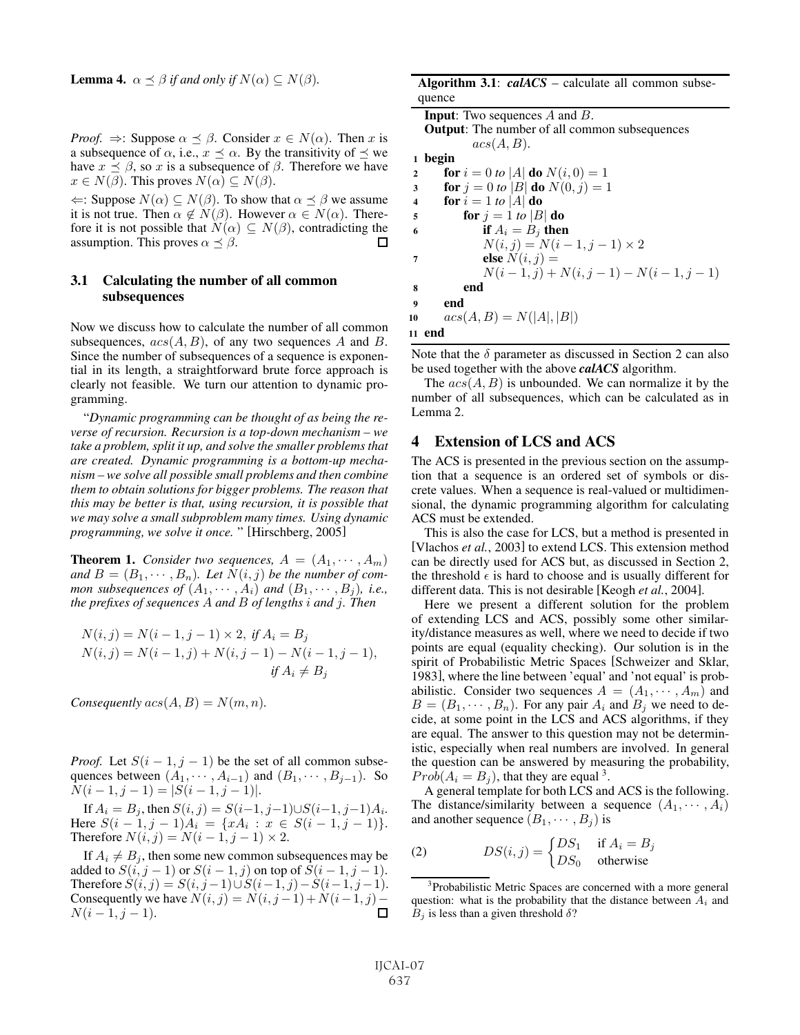**Lemma 4.** *$\alpha \preceq \beta$ if and only if $N(\alpha) \subseteq N(\beta)$.*

*Proof.* $\Rightarrow$: Suppose $\alpha \preceq \beta$. Consider $x \in N(\alpha)$. Then $x$ is a subsequence of $\alpha$, i.e., $x \preceq \alpha$. By the transitivity of $\preceq$ we have $x \preceq \beta$, so $x$ is a subsequence of $\beta$. Therefore we have $x \in N(\beta)$. This proves $N(\alpha) \subseteq N(\beta)$.

$\Leftarrow$: Suppose $N(\alpha) \subseteq N(\beta)$. To show that $\alpha \preceq \beta$ we assume it is not true. Then $\alpha \notin N(\beta)$. However $\alpha \in N(\alpha)$. Therefore it is not possible that $N(\alpha) \subseteq N(\beta)$, contradicting the assumption. This proves $\alpha \preceq \beta$. □

### 3.1 Calculating the number of all common subsequences

Now we discuss how to calculate the number of all common subsequences, $acs(A, B)$, of any two sequences $A$ and $B$. Since the number of subsequences of a sequence is exponential in its length, a straightforward brute force approach is clearly not feasible. We turn our attention to dynamic programming.

"*Dynamic programming can be thought of as being the reverse of recursion. Recursion is a top-down mechanism – we take a problem, split it up, and solve the smaller problems that are created. Dynamic programming is a bottom-up mechanism – we solve all possible small problems and then combine them to obtain solutions for bigger problems. The reason that this may be better is that, using recursion, it is possible that we may solve a small subproblem many times. Using dynamic programming, we solve it once.* " [Hirschberg, 2005]

**Theorem 1.** *Consider two sequences, $A = (A_1, \cdots, A_m)$ and $B = (B_1, \cdots, B_n)$. Let $N(i, j)$ be the number of common subsequences of $(A_1, \cdots, A_i)$ and $(B_1, \cdots, B_j)$, i.e., the prefixes of sequences $A$ and $B$ of lengths $i$ and $j$. Then*

$$N(i, j) = N(i-1, j-1) \times 2, \text{ if } A_i = B_j$$
$$N(i, j) = N(i-1, j) + N(i, j-1) - N(i-1, j-1), \text{ if } A_i \neq B_j$$

*Consequently $acs(A, B) = N(m, n)$.*

*Proof.* Let $S(i-1, j-1)$ be the set of all common subsequences between $(A_1, \cdots, A_{i-1})$ and $(B_1, \cdots, B_{j-1})$. So $N(i-1, j-1) = |S(i-1, j-1)|$.

If $A_i = B_j$, then $S(i, j) = S(i-1, j-1) \cup S(i-1, j-1)A_i$. Here $S(i-1, j-1)A_i = \{xA_i : x \in S(i-1, j-1)\}$. Therefore $N(i, j) = N(i-1, j-1) \times 2$.

If $A_i \neq B_j$, then some new common subsequences may be added to $S(i, j-1)$ or $S(i-1, j)$ on top of $S(i-1, j-1)$. Therefore $S(i, j) = S(i, j-1) \cup S(i-1, j) - S(i-1, j-1)$. Consequently we have $N(i, j) = N(i, j-1) + N(i-1, j) - N(i-1, j-1)$. □

**Algorithm 3.1**: ***calACS*** – calculate all common subsequence

```
   Input: Two sequences A and B.
   Output: The number of all common subsequences
           acs(A, B).
1  begin
2      for i = 0 to |A| do N(i, 0) = 1
3      for j = 0 to |B| do N(0, j) = 1
4      for i = 1 to |A| do
5          for j = 1 to |B| do
6              if A_i = B_j then
                   N(i, j) = N(i - 1, j - 1) × 2
7              else N(i, j) =
                   N(i - 1, j) + N(i, j - 1) - N(i - 1, j - 1)
8          end
9      end
10     acs(A, B) = N(|A|, |B|)
11 end
```

Note that the $\delta$ parameter as discussed in Section 2 can also be used together with the above ***calACS*** algorithm.

The $acs(A, B)$ is unbounded. We can normalize it by the number of all subsequences, which can be calculated as in Lemma 2.

## 4 Extension of LCS and ACS

The ACS is presented in the previous section on the assumption that a sequence is an ordered set of symbols or discrete values. When a sequence is real-valued or multidimensional, the dynamic programming algorithm for calculating ACS must be extended.

This is also the case for LCS, but a method is presented in [Vlachos *et al.*, 2003] to extend LCS. This extension method can be directly used for ACS but, as discussed in Section 2, the threshold $\epsilon$ is hard to choose and is usually different for different data. This is not desirable [Keogh *et al.*, 2004].

Here we present a different solution for the problem of extending LCS and ACS, possibly some other similarity/distance measures as well, where we need to decide if two points are equal (equality checking). Our solution is in the spirit of Probabilistic Metric Spaces [Schweizer and Sklar, 1983], where the line between 'equal' and 'not equal' is probabilistic. Consider two sequences $A = (A_1, \cdots, A_m)$ and $B = (B_1, \cdots, B_n)$. For any pair $A_i$ and $B_j$ we need to decide, at some point in the LCS and ACS algorithms, if they are equal. The answer to this question may not be deterministic, especially when real numbers are involved. In general the question can be answered by measuring the probability, $Prob(A_i = B_j)$, that they are equal [3].

A general template for both LCS and ACS is the following. The distance/similarity between a sequence $(A_1, \cdots, A_i)$ and another sequence $(B_1, \cdots, B_j)$ is

$$DS(i, j) = \begin{cases} DS_1 & \text{if } A_i = B_j \\ DS_0 & \text{otherwise} \end{cases} \tag{2}$$

[3] Probabilistic Metric Spaces are concerned with a more general question: what is the probability that the distance between $A_i$ and $B_j$ is less than a given threshold $\delta$?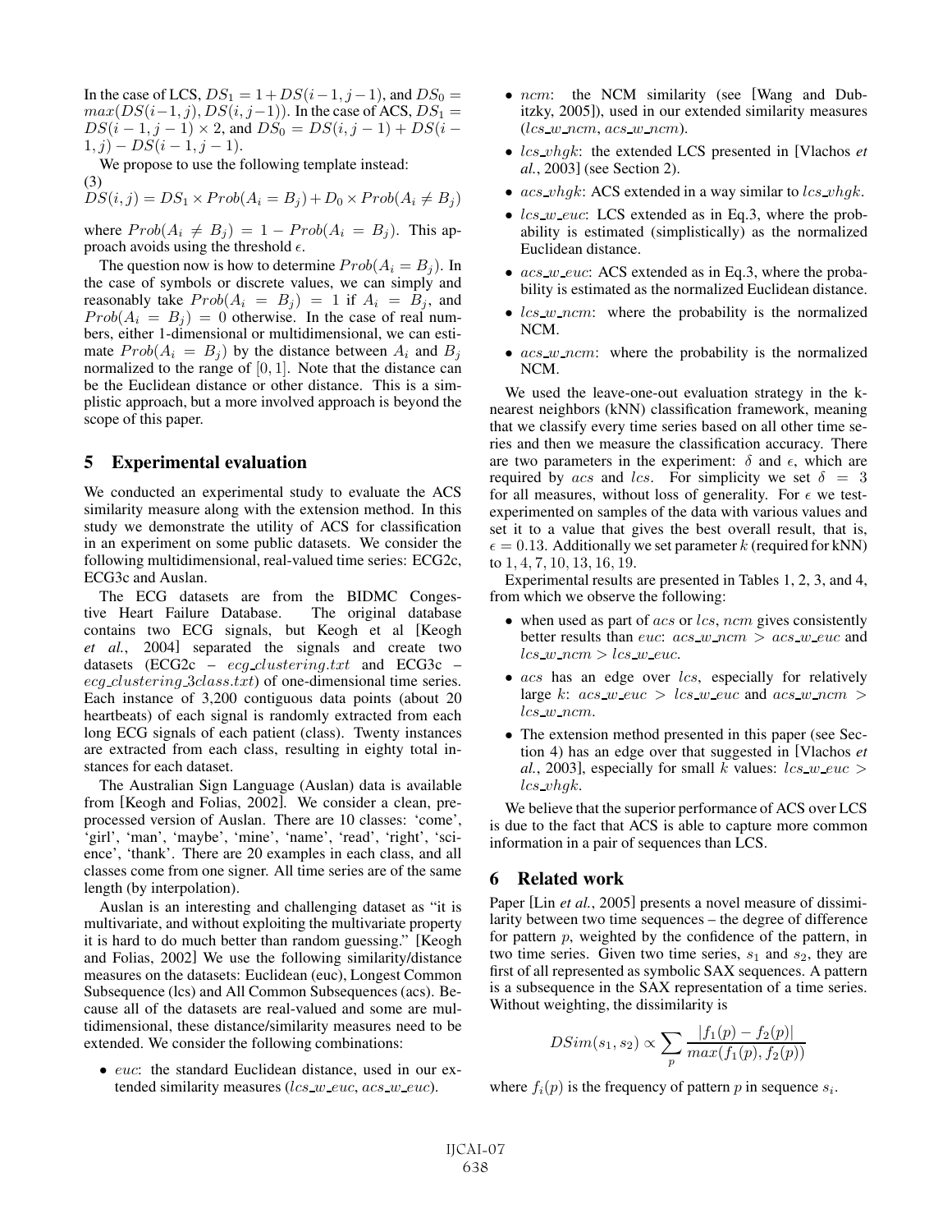In the case of LCS, $DS_1 = 1 + DS(i-1, j-1)$, and $DS_0 = max(DS(i-1, j), DS(i, j-1))$. In the case of ACS, $DS_1 = DS(i-1, j-1) \times 2$, and $DS_0 = DS(i, j-1) + DS(i-1, j) - DS(i-1, j-1)$.

We propose to use the following template instead:

(3)

$$DS(i,j) = DS_1 \times Prob(A_i = B_j) + D_0 \times Prob(A_i \neq B_j)$$

where $Prob(A_i \neq B_j) = 1 - Prob(A_i = B_j)$. This approach avoids using the threshold $\epsilon$.

The question now is how to determine $Prob(A_i = B_j)$. In the case of symbols or discrete values, we can simply and reasonably take $Prob(A_i = B_j) = 1$ if $A_i = B_j$, and $Prob(A_i = B_j) = 0$ otherwise. In the case of real numbers, either 1-dimensional or multidimensional, we can estimate $Prob(A_i = B_j)$ by the distance between $A_i$ and $B_j$ normalized to the range of $[0, 1]$. Note that the distance can be the Euclidean distance or other distance. This is a simplistic approach, but a more involved approach is beyond the scope of this paper.

## 5 Experimental evaluation

We conducted an experimental study to evaluate the ACS similarity measure along with the extension method. In this study we demonstrate the utility of ACS for classification in an experiment on some public datasets. We consider the following multidimensional, real-valued time series: ECG2c, ECG3c and Auslan.

The ECG datasets are from the BIDMC Congestive Heart Failure Database. The original database contains two ECG signals, but Keogh et al [Keogh *et al.*, 2004] separated the signals and create two datasets (ECG2c – *ecg_clustering.txt* and ECG3c – *ecg_clustering_3class.txt*) of one-dimensional time series. Each instance of 3,200 contiguous data points (about 20 heartbeats) of each signal is randomly extracted from each long ECG signals of each patient (class). Twenty instances are extracted from each class, resulting in eighty total instances for each dataset.

The Australian Sign Language (Auslan) data is available from [Keogh and Folias, 2002]. We consider a clean, preprocessed version of Auslan. There are 10 classes: 'come', 'girl', 'man', 'maybe', 'mine', 'name', 'read', 'right', 'science', 'thank'. There are 20 examples in each class, and all classes come from one signer. All time series are of the same length (by interpolation).

Auslan is an interesting and challenging dataset as "it is multivariate, and without exploiting the multivariate property it is hard to do much better than random guessing." [Keogh and Folias, 2002] We use the following similarity/distance measures on the datasets: Euclidean (euc), Longest Common Subsequence (lcs) and All Common Subsequences (acs). Because all of the datasets are real-valued and some are multidimensional, these distance/similarity measures need to be extended. We consider the following combinations:

- *euc*: the standard Euclidean distance, used in our extended similarity measures (*lcs_w_euc*, *acs_w_euc*).
- *ncm*: the NCM similarity (see [Wang and Dubitzky, 2005]), used in our extended similarity measures (*lcs_w_ncm*, *acs_w_ncm*).
- *lcs_vhgk*: the extended LCS presented in [Vlachos *et al.*, 2003] (see Section 2).
- *acs_vhgk*: ACS extended in a way similar to *lcs_vhgk*.
- *lcs_w_euc*: LCS extended as in Eq.3, where the probability is estimated (simplistically) as the normalized Euclidean distance.
- *acs_w_euc*: ACS extended as in Eq.3, where the probability is estimated as the normalized Euclidean distance.
- *lcs_w_ncm*: where the probability is the normalized NCM.
- *acs_w_ncm*: where the probability is the normalized NCM.

We used the leave-one-out evaluation strategy in the k-nearest neighbors (kNN) classification framework, meaning that we classify every time series based on all other time series and then we measure the classification accuracy. There are two parameters in the experiment: $\delta$ and $\epsilon$, which are required by *acs* and *lcs*. For simplicity we set $\delta = 3$ for all measures, without loss of generality. For $\epsilon$ we test-experimented on samples of the data with various values and set it to a value that gives the best overall result, that is, $\epsilon = 0.13$. Additionally we set parameter $k$ (required for kNN) to $1, 4, 7, 10, 13, 16, 19$.

Experimental results are presented in Tables 1, 2, 3, and 4, from which we observe the following:

- when used as part of *acs* or *lcs*, *ncm* gives consistently better results than *euc*: *acs_w_ncm* > *acs_w_euc* and *lcs_w_ncm* > *lcs_w_euc*.
- *acs* has an edge over *lcs*, especially for relatively large $k$: *acs_w_euc* > *lcs_w_euc* and *acs_w_ncm* > *lcs_w_ncm*.
- The extension method presented in this paper (see Section 4) has an edge over that suggested in [Vlachos *et al.*, 2003], especially for small $k$ values: *lcs_w_euc* > *lcs_vhgk*.

We believe that the superior performance of ACS over LCS is due to the fact that ACS is able to capture more common information in a pair of sequences than LCS.

## 6 Related work

Paper [Lin *et al.*, 2005] presents a novel measure of dissimilarity between two time sequences – the degree of difference for pattern $p$, weighted by the confidence of the pattern, in two time series. Given two time series, $s_1$ and $s_2$, they are first of all represented as symbolic SAX sequences. A pattern is a subsequence in the SAX representation of a time series. Without weighting, the dissimilarity is

$$DSim(s_1, s_2) \propto \sum_p \frac{|f_1(p) - f_2(p)|}{max(f_1(p), f_2(p))}$$

where $f_i(p)$ is the frequency of pattern $p$ in sequence $s_i$.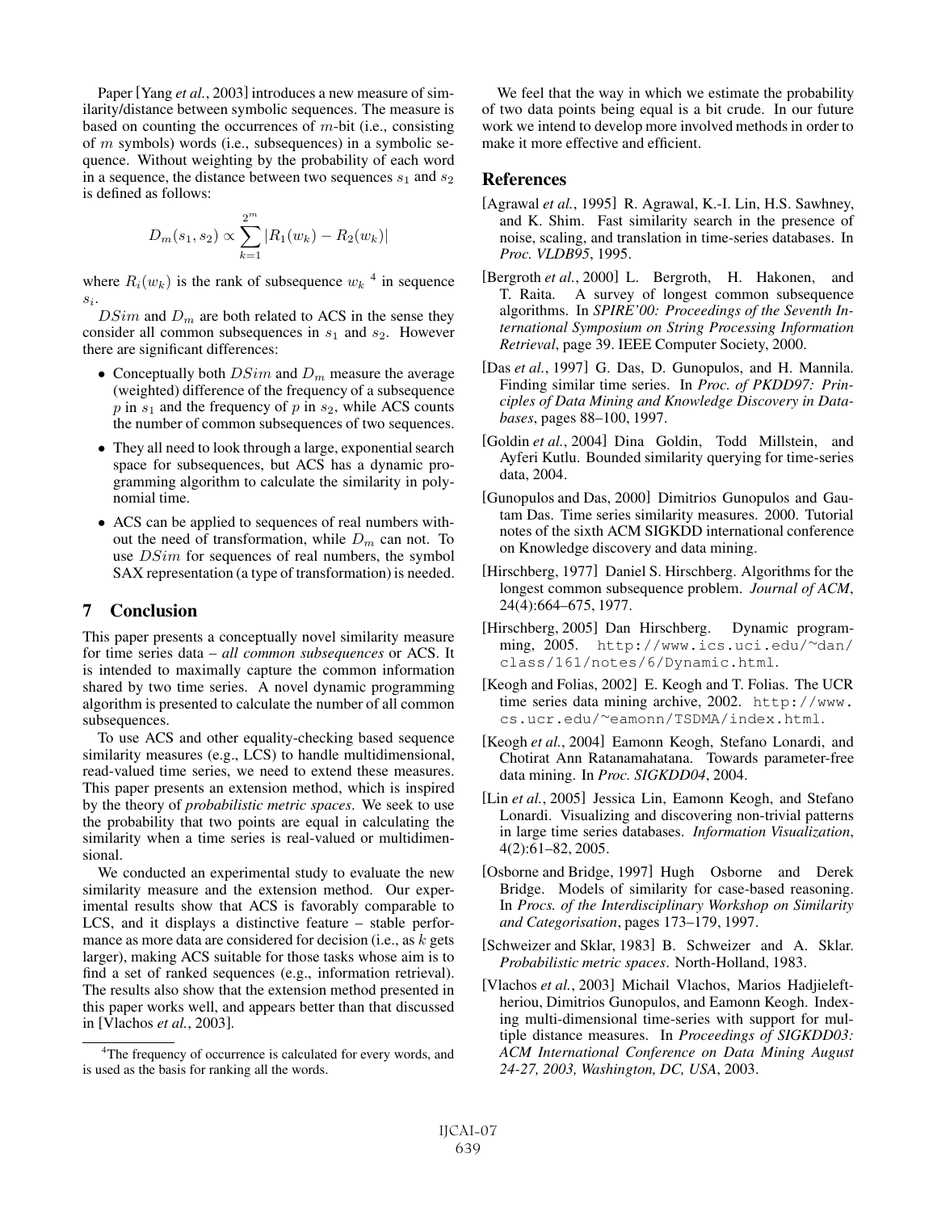Paper [Yang *et al.*, 2003] introduces a new measure of similarity/distance between symbolic sequences. The measure is based on counting the occurrences of $m$-bit (i.e., consisting of $m$ symbols) words (i.e., subsequences) in a symbolic sequence. Without weighting by the probability of each word in a sequence, the distance between two sequences $s_1$ and $s_2$ is defined as follows:

$$D_m(s_1, s_2) \propto \sum_{k=1}^{2^m} |R_1(w_k) - R_2(w_k)|$$

where $R_i(w_k)$ is the rank of subsequence $w_k$ [4] in sequence $s_i$.

$DSim$ and $D_m$ are both related to ACS in the sense they consider all common subsequences in $s_1$ and $s_2$. However there are significant differences:

- Conceptually both $DSim$ and $D_m$ measure the average (weighted) difference of the frequency of a subsequence $p$ in $s_1$ and the frequency of $p$ in $s_2$, while ACS counts the number of common subsequences of two sequences.
- They all need to look through a large, exponential search space for subsequences, but ACS has a dynamic programming algorithm to calculate the similarity in polynomial time.
- ACS can be applied to sequences of real numbers without the need of transformation, while $D_m$ can not. To use $DSim$ for sequences of real numbers, the symbol SAX representation (a type of transformation) is needed.

## 7 Conclusion

This paper presents a conceptually novel similarity measure for time series data – *all common subsequences* or ACS. It is intended to maximally capture the common information shared by two time series. A novel dynamic programming algorithm is presented to calculate the number of all common subsequences.

To use ACS and other equality-checking based sequence similarity measures (e.g., LCS) to handle multidimensional, read-valued time series, we need to extend these measures. This paper presents an extension method, which is inspired by the theory of *probabilistic metric spaces*. We seek to use the probability that two points are equal in calculating the similarity when a time series is real-valued or multidimensional.

We conducted an experimental study to evaluate the new similarity measure and the extension method. Our experimental results show that ACS is favorably comparable to LCS, and it displays a distinctive feature – stable performance as more data are considered for decision (i.e., as $k$ gets larger), making ACS suitable for those tasks whose aim is to find a set of ranked sequences (e.g., information retrieval). The results also show that the extension method presented in this paper works well, and appears better than that discussed in [Vlachos *et al.*, 2003].

We feel that the way in which we estimate the probability of two data points being equal is a bit crude. In our future work we intend to develop more involved methods in order to make it more effective and efficient.

## References

[Agrawal *et al.*, 1995] R. Agrawal, K.-I. Lin, H.S. Sawhney, and K. Shim. Fast similarity search in the presence of noise, scaling, and translation in time-series databases. In *Proc. VLDB95*, 1995.

[Bergroth *et al.*, 2000] L. Bergroth, H. Hakonen, and T. Raita. A survey of longest common subsequence algorithms. In *SPIRE'00: Proceedings of the Seventh International Symposium on String Processing Information Retrieval*, page 39. IEEE Computer Society, 2000.

[Das *et al.*, 1997] G. Das, D. Gunopulos, and H. Mannila. Finding similar time series. In *Proc. of PKDD97: Principles of Data Mining and Knowledge Discovery in Databases*, pages 88–100, 1997.

[Goldin *et al.*, 2004] Dina Goldin, Todd Millstein, and Ayferi Kutlu. Bounded similarity querying for time-series data, 2004.

[Gunopulos and Das, 2000] Dimitrios Gunopulos and Gautam Das. Time series similarity measures. 2000. Tutorial notes of the sixth ACM SIGKDD international conference on Knowledge discovery and data mining.

[Hirschberg, 1977] Daniel S. Hirschberg. Algorithms for the longest common subsequence problem. *Journal of ACM*, 24(4):664–675, 1977.

[Hirschberg, 2005] Dan Hirschberg. Dynamic programming, 2005. http://www.ics.uci.edu/~dan/class/161/notes/6/Dynamic.html.

[Keogh and Folias, 2002] E. Keogh and T. Folias. The UCR time series data mining archive, 2002. http://www.cs.ucr.edu/~eamonn/TSDMA/index.html.

[Keogh *et al.*, 2004] Eamonn Keogh, Stefano Lonardi, and Chotirat Ann Ratanamahatana. Towards parameter-free data mining. In *Proc. SIGKDD04*, 2004.

[Lin *et al.*, 2005] Jessica Lin, Eamonn Keogh, and Stefano Lonardi. Visualizing and discovering non-trivial patterns in large time series databases. *Information Visualization*, 4(2):61–82, 2005.

[Osborne and Bridge, 1997] Hugh Osborne and Derek Bridge. Models of similarity for case-based reasoning. In *Procs. of the Interdisciplinary Workshop on Similarity and Categorisation*, pages 173–179, 1997.

[Schweizer and Sklar, 1983] B. Schweizer and A. Sklar. *Probabilistic metric spaces*. North-Holland, 1983.

[Vlachos *et al.*, 2003] Michail Vlachos, Marios Hadjieleftheriou, Dimitrios Gunopulos, and Eamonn Keogh. Indexing multi-dimensional time-series with support for multiple distance measures. In *Proceedings of SIGKDD03: ACM International Conference on Data Mining August 24-27, 2003, Washington, DC, USA*, 2003.

[4] The frequency of occurrence is calculated for every words, and is used as the basis for ranking all the words.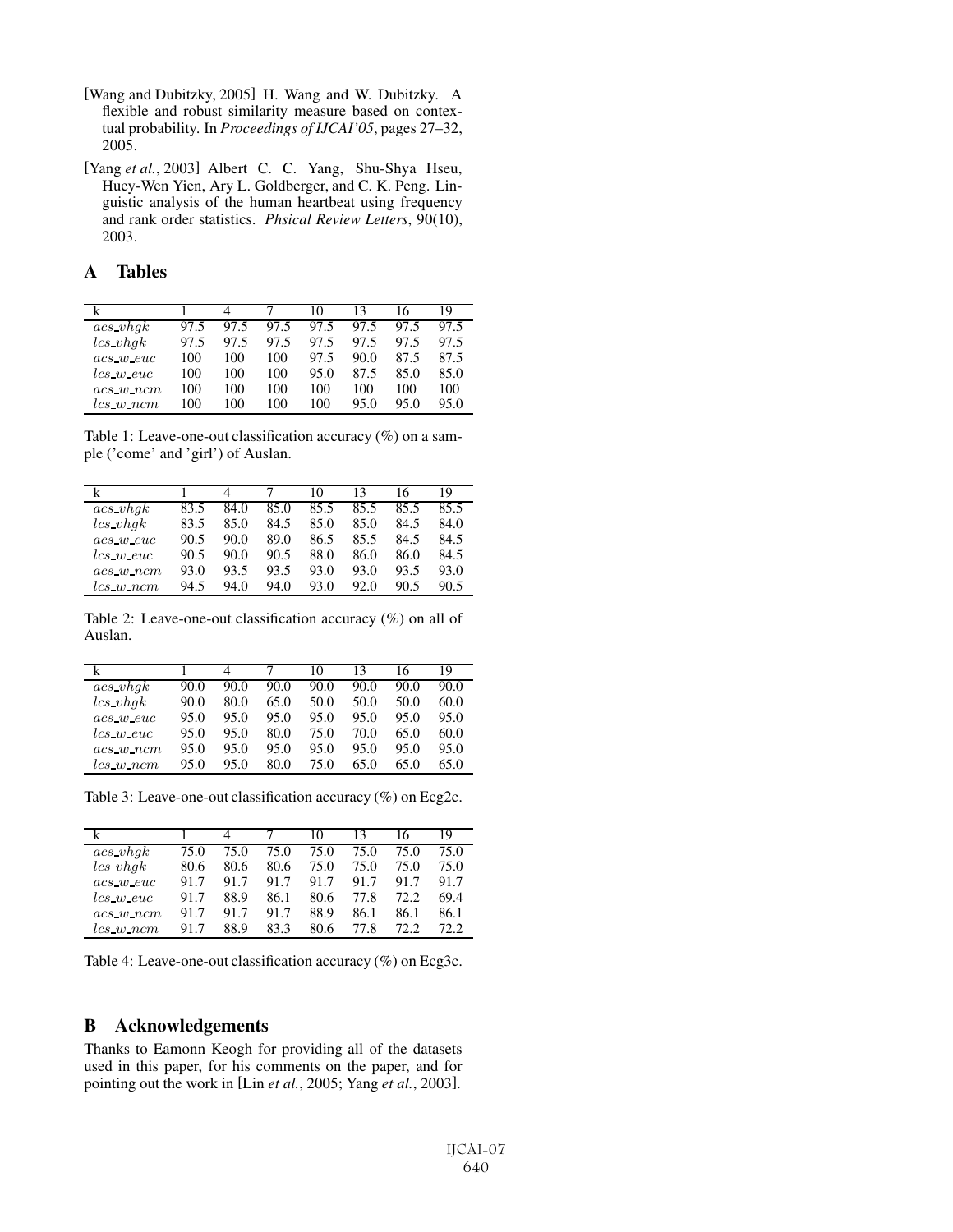[Wang and Dubitzky, 2005] H. Wang and W. Dubitzky. A flexible and robust similarity measure based on contextual probability. In *Proceedings of IJCAI'05*, pages 27–32, 2005.

[Yang *et al.*, 2003] Albert C. C. Yang, Shu-Shya Hseu, Huey-Wen Yien, Ary L. Goldberger, and C. K. Peng. Linguistic analysis of the human heartbeat using frequency and rank order statistics. *Phsical Review Letters*, 90(10), 2003.

## A Tables

| k | 1 | 4 | 7 | 10 | 13 | 16 | 19 |
|---|---|---|---|---|---|---|---|
| $acs\_vhgk$ | 97.5 | 97.5 | 97.5 | 97.5 | 97.5 | 97.5 | 97.5 |
| $lcs\_vhgk$ | 97.5 | 97.5 | 97.5 | 97.5 | 97.5 | 97.5 | 97.5 |
| $acs\_w\_euc$ | 100 | 100 | 100 | 97.5 | 90.0 | 87.5 | 87.5 |
| $lcs\_w\_euc$ | 100 | 100 | 100 | 95.0 | 87.5 | 85.0 | 85.0 |
| $acs\_w\_ncm$ | 100 | 100 | 100 | 100 | 100 | 100 | 100 |
| $lcs\_w\_ncm$ | 100 | 100 | 100 | 100 | 95.0 | 95.0 | 95.0 |

Table 1: Leave-one-out classification accuracy (%) on a sample ('come' and 'girl') of Auslan.

| k | 1 | 4 | 7 | 10 | 13 | 16 | 19 |
|---|---|---|---|---|---|---|---|
| $acs\_vhgk$ | 83.5 | 84.0 | 85.0 | 85.5 | 85.5 | 85.5 | 85.5 |
| $lcs\_vhgk$ | 83.5 | 85.0 | 84.5 | 85.0 | 85.0 | 84.5 | 84.0 |
| $acs\_w\_euc$ | 90.5 | 90.0 | 89.0 | 86.5 | 85.5 | 84.5 | 84.5 |
| $lcs\_w\_euc$ | 90.5 | 90.0 | 90.5 | 88.0 | 86.0 | 86.0 | 84.5 |
| $acs\_w\_ncm$ | 93.0 | 93.5 | 93.5 | 93.0 | 93.0 | 93.5 | 93.0 |
| $lcs\_w\_ncm$ | 94.5 | 94.0 | 94.0 | 93.0 | 92.0 | 90.5 | 90.5 |

Table 2: Leave-one-out classification accuracy (%) on all of Auslan.

| k | 1 | 4 | 7 | 10 | 13 | 16 | 19 |
|---|---|---|---|---|---|---|---|
| $acs\_vhgk$ | 90.0 | 90.0 | 90.0 | 90.0 | 90.0 | 90.0 | 90.0 |
| $lcs\_vhgk$ | 90.0 | 80.0 | 65.0 | 50.0 | 50.0 | 50.0 | 60.0 |
| $acs\_w\_euc$ | 95.0 | 95.0 | 95.0 | 95.0 | 95.0 | 95.0 | 95.0 |
| $lcs\_w\_euc$ | 95.0 | 95.0 | 80.0 | 75.0 | 70.0 | 65.0 | 60.0 |
| $acs\_w\_ncm$ | 95.0 | 95.0 | 95.0 | 95.0 | 95.0 | 95.0 | 95.0 |
| $lcs\_w\_ncm$ | 95.0 | 95.0 | 80.0 | 75.0 | 65.0 | 65.0 | 65.0 |

Table 3: Leave-one-out classification accuracy (%) on Ecg2c.

| k | 1 | 4 | 7 | 10 | 13 | 16 | 19 |
|---|---|---|---|---|---|---|---|
| $acs\_vhgk$ | 75.0 | 75.0 | 75.0 | 75.0 | 75.0 | 75.0 | 75.0 |
| $lcs\_vhgk$ | 80.6 | 80.6 | 80.6 | 75.0 | 75.0 | 75.0 | 75.0 |
| $acs\_w\_euc$ | 91.7 | 91.7 | 91.7 | 91.7 | 91.7 | 91.7 | 91.7 |
| $lcs\_w\_euc$ | 91.7 | 88.9 | 86.1 | 80.6 | 77.8 | 72.2 | 69.4 |
| $acs\_w\_ncm$ | 91.7 | 91.7 | 91.7 | 88.9 | 86.1 | 86.1 | 86.1 |
| $lcs\_w\_ncm$ | 91.7 | 88.9 | 83.3 | 80.6 | 77.8 | 72.2 | 72.2 |

Table 4: Leave-one-out classification accuracy (%) on Ecg3c.

## B Acknowledgements

Thanks to Eamonn Keogh for providing all of the datasets used in this paper, for his comments on the paper, and for pointing out the work in [Lin *et al.*, 2005; Yang *et al.*, 2003].